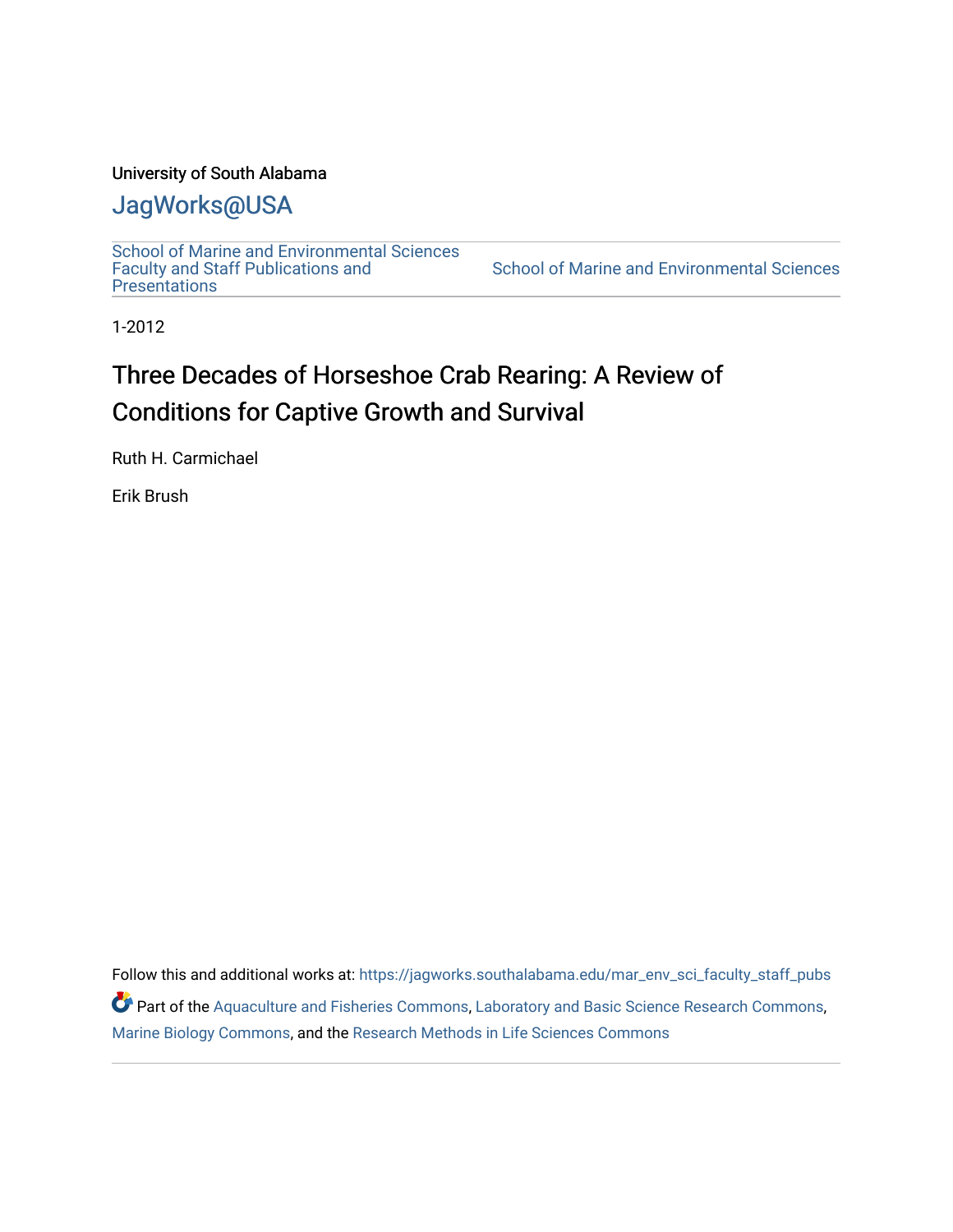University of South Alabama

JagWorks@USA

School of Marine and Environmental Sciences Faculty and Staff Publications and Presentations | School of Marine and Environmental Sciences

1-2012

# Three Decades of Horseshoe Crab Rearing: A Review of Conditions for Captive Growth and Survival

Ruth H. Carmichael

Erik Brush

Follow this and additional works at: https://jagworks.southalabama.edu/mar_env_sci_faculty_staff_pubs

Part of the Aquaculture and Fisheries Commons, Laboratory and Basic Science Research Commons, Marine Biology Commons, and the Research Methods in Life Sciences Commons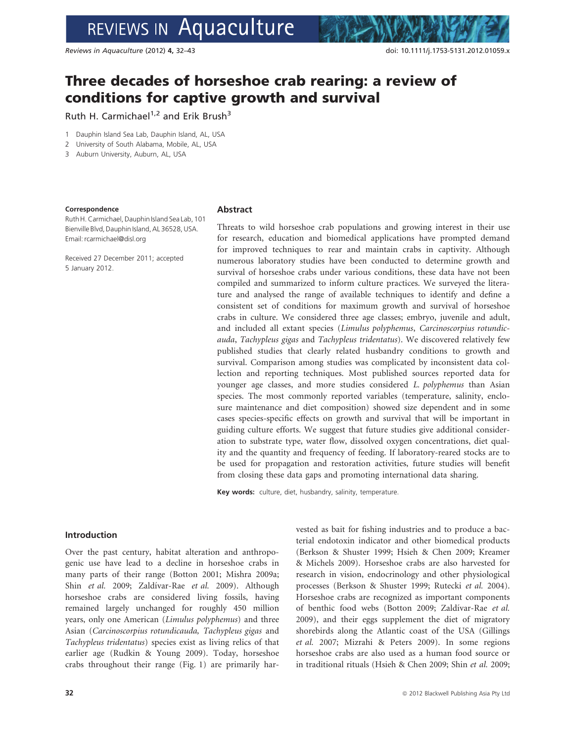# Three decades of horseshoe crab rearing: a review of conditions for captive growth and survival

Ruth H. Carmichael[1,2] and Erik Brush[3]

1 Dauphin Island Sea Lab, Dauphin Island, AL, USA
2 University of South Alabama, Mobile, AL, USA
3 Auburn University, Auburn, AL, USA

**Correspondence**
Ruth H. Carmichael, Dauphin Island Sea Lab, 101 Bienville Blvd, Dauphin Island, AL 36528, USA. Email: rcarmichael@disl.org

Received 27 December 2011; accepted 5 January 2012.

## Abstract

Threats to wild horseshoe crab populations and growing interest in their use for research, education and biomedical applications have prompted demand for improved techniques to rear and maintain crabs in captivity. Although numerous laboratory studies have been conducted to determine growth and survival of horseshoe crabs under various conditions, these data have not been compiled and summarized to inform culture practices. We surveyed the literature and analysed the range of available techniques to identify and define a consistent set of conditions for maximum growth and survival of horseshoe crabs in culture. We considered three age classes; embryo, juvenile and adult, and included all extant species (*Limulus polyphemus*, *Carcinoscorpius rotundicauda*, *Tachypleus gigas* and *Tachypleus tridentatus*). We discovered relatively few published studies that clearly related husbandry conditions to growth and survival. Comparison among studies was complicated by inconsistent data collection and reporting techniques. Most published sources reported data for younger age classes, and more studies considered *L. polyphemus* than Asian species. The most commonly reported variables (temperature, salinity, enclosure maintenance and diet composition) showed size dependent and in some cases species-specific effects on growth and survival that will be important in guiding culture efforts. We suggest that future studies give additional consideration to substrate type, water flow, dissolved oxygen concentrations, diet quality and the quantity and frequency of feeding. If laboratory-reared stocks are to be used for propagation and restoration activities, future studies will benefit from closing these data gaps and promoting international data sharing.

**Key words:** culture, diet, husbandry, salinity, temperature.

## Introduction

Over the past century, habitat alteration and anthropogenic use have lead to a decline in horseshoe crabs in many parts of their range (Botton 2001; Mishra 2009a; Shin *et al.* 2009; Zaldívar-Rae *et al.* 2009). Although horseshoe crabs are considered living fossils, having remained largely unchanged for roughly 450 million years, only one American (*Limulus polyphemus*) and three Asian (*Carcinoscorpius rotundicauda, Tachypleus gigas* and *Tachypleus tridentatus*) species exist as living relics of that earlier age (Rudkin & Young 2009). Today, horseshoe crabs throughout their range (Fig. 1) are primarily harvested as bait for fishing industries and to produce a bacterial endotoxin indicator and other biomedical products (Berkson & Shuster 1999; Hsieh & Chen 2009; Kreamer & Michels 2009). Horseshoe crabs are also harvested for research in vision, endocrinology and other physiological processes (Berkson & Shuster 1999; Rutecki *et al.* 2004). Horseshoe crabs are recognized as important components of benthic food webs (Botton 2009; Zaldívar-Rae *et al.* 2009), and their eggs supplement the diet of migratory shorebirds along the Atlantic coast of the USA (Gillings *et al.* 2007; Mizrahi & Peters 2009). In some regions horseshoe crabs are also used as a human food source or in traditional rituals (Hsieh & Chen 2009; Shin *et al.* 2009;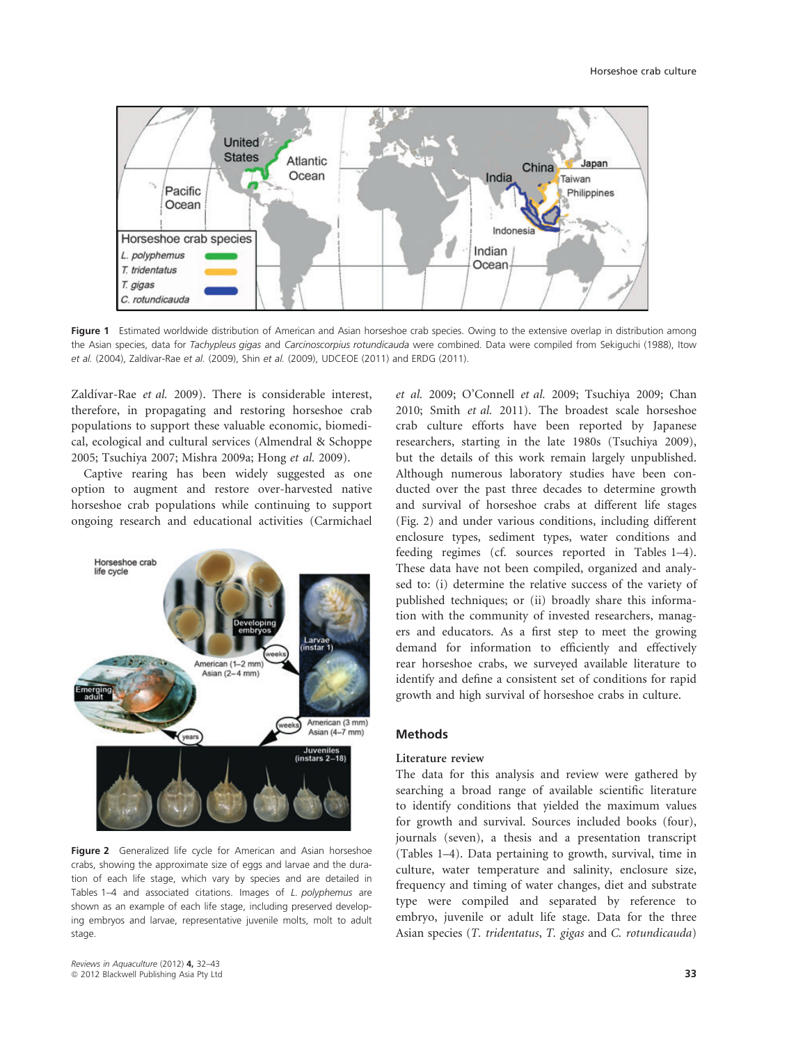Figure 1 Estimated worldwide distribution of American and Asian horseshoe crab species. Owing to the extensive overlap in distribution among the Asian species, data for *Tachypleus gigas* and *Carcinoscorpius rotundicauda* were combined. Data were compiled from Sekiguchi (1988), Itow *et al.* (2004), Zaldívar-Rae *et al.* (2009), Shin *et al.* (2009), UDCEOE (2011) and ERDG (2011).

Zaldívar-Rae *et al.* 2009). There is considerable interest, therefore, in propagating and restoring horseshoe crab populations to support these valuable economic, biomedical, ecological and cultural services (Almendral & Schoppe 2005; Tsuchiya 2007; Mishra 2009a; Hong *et al.* 2009).

Captive rearing has been widely suggested as one option to augment and restore over-harvested native horseshoe crab populations while continuing to support ongoing research and educational activities (Carmichael *et al.* 2009; O'Connell *et al.* 2009; Tsuchiya 2009; Chan 2010; Smith *et al.* 2011). The broadest scale horseshoe crab culture efforts have been reported by Japanese researchers, starting in the late 1980s (Tsuchiya 2009), but the details of this work remain largely unpublished. Although numerous laboratory studies have been conducted over the past three decades to determine growth and survival of horseshoe crabs at different life stages (Fig. 2) and under various conditions, including different enclosure types, sediment types, water conditions and feeding regimes (cf. sources reported in Tables 1–4). These data have not been compiled, organized and analysed to: (i) determine the relative success of the variety of published techniques; or (ii) broadly share this information with the community of invested researchers, managers and educators. As a first step to meet the growing demand for information to efficiently and effectively rear horseshoe crabs, we surveyed available literature to identify and define a consistent set of conditions for rapid growth and high survival of horseshoe crabs in culture.

Figure 2 Generalized life cycle for American and Asian horseshoe crabs, showing the approximate size of eggs and larvae and the duration of each life stage, which vary by species and are detailed in Tables 1–4 and associated citations. Images of *L. polyphemus* are shown as an example of each life stage, including preserved developing embryos and larvae, representative juvenile molts, molt to adult stage.

## Methods

### Literature review

The data for this analysis and review were gathered by searching a broad range of available scientific literature to identify conditions that yielded the maximum values for growth and survival. Sources included books (four), journals (seven), a thesis and a presentation transcript (Tables 1–4). Data pertaining to growth, survival, time in culture, water temperature and salinity, enclosure size, frequency and timing of water changes, diet and substrate type were compiled and separated by reference to embryo, juvenile or adult life stage. Data for the three Asian species (*T. tridentatus*, *T. gigas* and *C. rotundicauda*)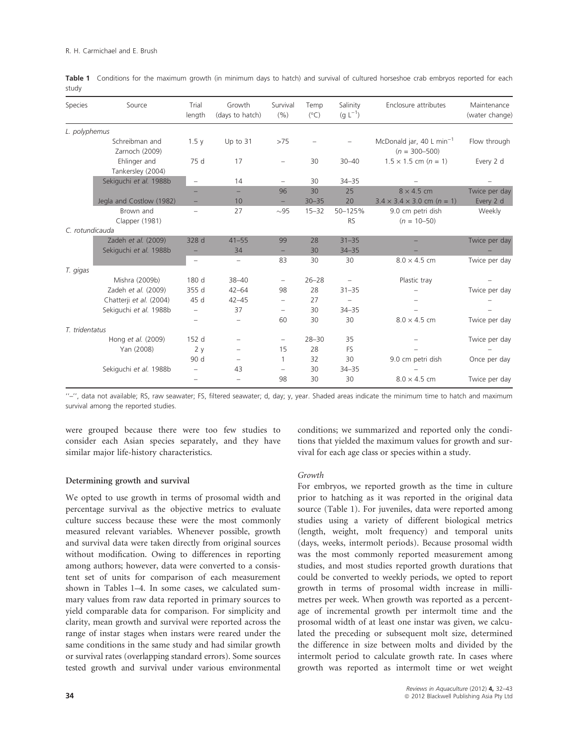**Table 1** Conditions for the maximum growth (in minimum days to hatch) and survival of cultured horseshoe crab embryos reported for each study

| Species | Source | Trial length | Growth (days to hatch) | Survival (%) | Temp (°C) | Salinity (g L$^{-1}$) | Enclosure attributes | Maintenance (water change) |
|---|---|---|---|---|---|---|---|---|
| *L. polyphemus* | | | | | | | | |
| | Schreibman and Zarnoch (2009) | 1.5 y | Up to 31 | >75 | – | – | McDonald jar, 40 L min$^{-1}$ ($n$ = 300–500) | Flow through |
| | Ehlinger and Tankersley (2004) | 75 d | 17 | – | 30 | 30–40 | 1.5 × 1.5 cm ($n$ = 1) | Every 2 d |
| | Sekiguchi *et al.* 1988b | – | 14 | – | 30 | 34–35 | – | – |
| | | – | – | 96 | 30 | 25 | 8 × 4.5 cm | Twice per day |
| | Jegla and Costlow (1982) | – | 10 | – | 30–35 | 20 | 3.4 × 3.4 × 3.0 cm ($n$ = 1) | Every 2 d |
| | Brown and Clapper (1981) | – | 27 | ~95 | 15–32 | 50–125% RS | 9.0 cm petri dish ($n$ = 10–50) | Weekly |
| *C. rotundicauda* | | | | | | | | |
| | Zadeh *et al.* (2009) | 328 d | 41–55 | 99 | 28 | 31–35 | – | Twice per day |
| | Sekiguchi *et al.* 1988b | – | 34 | – | 30 | 34–35 | – | – |
| | | – | – | 83 | 30 | 30 | 8.0 × 4.5 cm | Twice per day |
| *T. gigas* | | | | | | | | |
| | Mishra (2009b) | 180 d | 38–40 | – | 26–28 | – | Plastic tray | – |
| | Zadeh *et al.* (2009) | 355 d | 42–64 | 98 | 28 | 31–35 | – | Twice per day |
| | Chatterji *et al.* (2004) | 45 d | 42–45 | – | 27 | – | – | – |
| | Sekiguchi *et al.* 1988b | – | 37 | – | 30 | 34–35 | – | – |
| | | – | – | 60 | 30 | 30 | 8.0 × 4.5 cm | Twice per day |
| *T. tridentatus* | | | | | | | | |
| | Hong *et al.* (2009) | 152 d | – | – | 28–30 | 35 | – | Twice per day |
| | Yan (2008) | 2 y | – | 15 | 28 | FS | – | – |
| | | 90 d | – | 1 | 32 | 30 | 9.0 cm petri dish | Once per day |
| | Sekiguchi *et al.* 1988b | – | 43 | – | 30 | 34–35 | – | |
| | | – | – | 98 | 30 | 30 | 8.0 × 4.5 cm | Twice per day |

''–'', data not available; RS, raw seawater; FS, filtered seawater; d, day; y, year. Shaded areas indicate the minimum time to hatch and maximum survival among the reported studies.

were grouped because there were too few studies to consider each Asian species separately, and they have similar major life-history characteristics.

### Determining growth and survival

We opted to use growth in terms of prosomal width and percentage survival as the objective metrics to evaluate culture success because these were the most commonly measured relevant variables. Whenever possible, growth and survival data were taken directly from original sources without modification. Owing to differences in reporting among authors; however, data were converted to a consistent set of units for comparison of each measurement shown in Tables 1–4. In some cases, we calculated summary values from raw data reported in primary sources to yield comparable data for comparison. For simplicity and clarity, mean growth and survival were reported across the range of instar stages when instars were reared under the same conditions in the same study and had similar growth or survival rates (overlapping standard errors). Some sources tested growth and survival under various environmental conditions; we summarized and reported only the conditions that yielded the maximum values for growth and survival for each age class or species within a study.

#### *Growth*

For embryos, we reported growth as the time in culture prior to hatching as it was reported in the original data source (Table 1). For juveniles, data were reported among studies using a variety of different biological metrics (length, weight, molt frequency) and temporal units (days, weeks, intermolt periods). Because prosomal width was the most commonly reported measurement among studies, and most studies reported growth durations that could be converted to weekly periods, we opted to report growth in terms of prosomal width increase in millimetres per week. When growth was reported as a percentage of incremental growth per intermolt time and the prosomal width of at least one instar was given, we calculated the preceding or subsequent molt size, determined the difference in size between molts and divided by the intermolt period to calculate growth rate. In cases where growth was reported as intermolt time or wet weight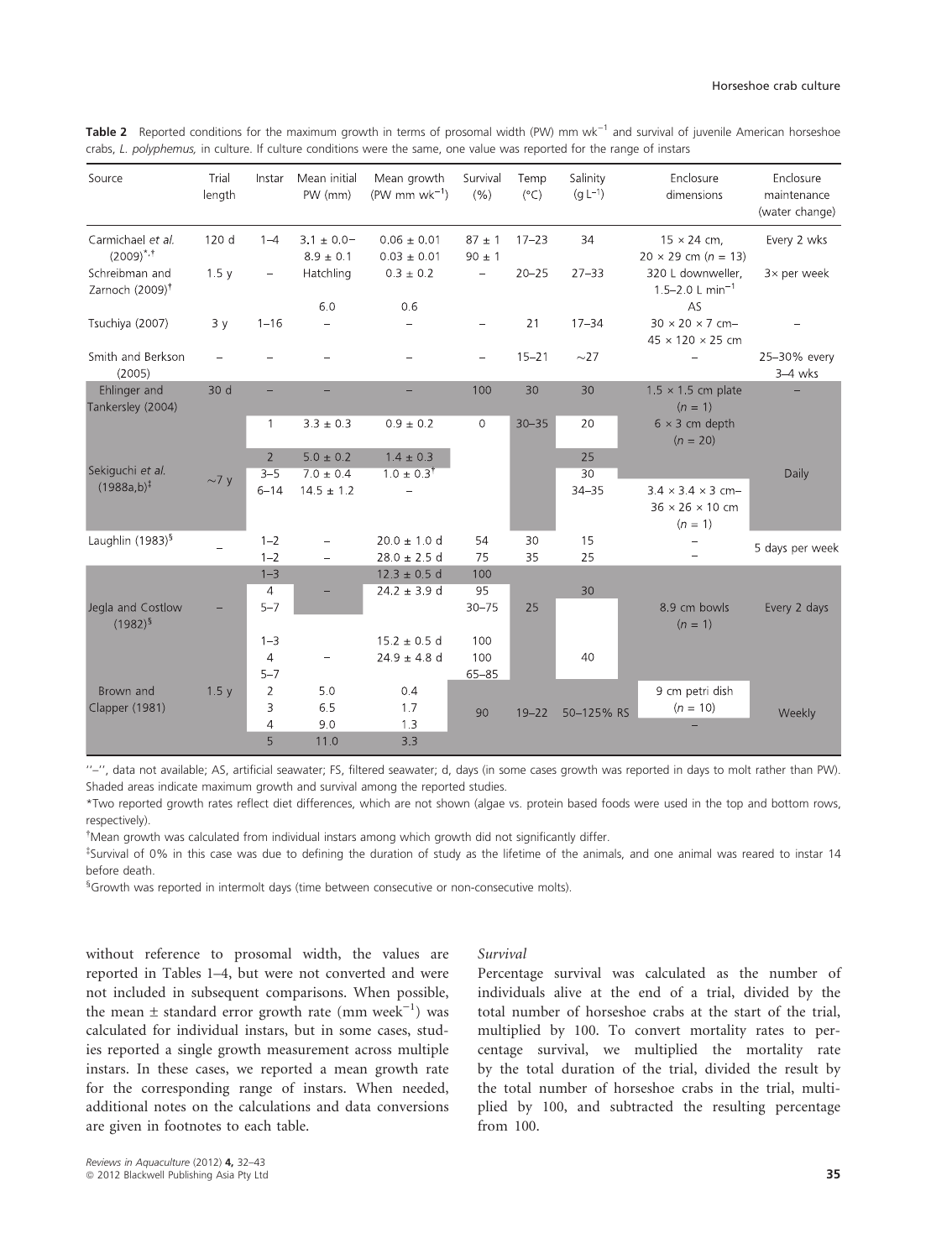**Table 2** Reported conditions for the maximum growth in terms of prosomal width (PW) mm wk$^{-1}$ and survival of juvenile American horseshoe crabs, *L. polyphemus,* in culture. If culture conditions were the same, one value was reported for the range of instars

| Source | Trial length | Instar | Mean initial PW (mm) | Mean growth (PW mm wk$^{-1}$) | Survival (%) | Temp (°C) | Salinity (g L$^{-1}$) | Enclosure dimensions | Enclosure maintenance (water change) |
|---|---|---|---|---|---|---|---|---|---|
| Carmichael *et al.* (2009)*,† | 120 d | 1–4 | 3.1 ± 0.0– 8.9 ± 0.1 | 0.06 ± 0.01 0.03 ± 0.01 | 87 ± 1 90 ± 1 | 17–23 | 34 | 15 × 24 cm, 20 × 29 cm (n = 13) | Every 2 wks |
| Schreibman and Zarnoch (2009)† | 1.5 y | – | Hatchling | 0.3 ± 0.2 | – | 20–25 | 27–33 | 320 L downweller, 1.5–2.0 L min$^{-1}$ AS | 3× per week |
| | | | 6.0 | 0.6 | | | | | |
| Tsuchiya (2007) | 3 y | 1–16 | – | – | – | 21 | 17–34 | 30 × 20 × 7 cm– 45 × 120 × 25 cm | – |
| Smith and Berkson (2005) | – | – | – | – | – | 15–21 | ~27 | – | 25–30% every 3–4 wks |
| Ehlinger and Tankersley (2004) | 30 d | – | – | – | 100 | 30 | 30 | 1.5 × 1.5 cm plate (n = 1) | – |
| Sekiguchi *et al.* (1988a,b)‡ | ~7 y | 1 | 3.3 ± 0.3 | 0.9 ± 0.2 | 0 | 30–35 | 20 | 6 × 3 cm depth (n = 20) | Daily |
| | | 2 | 5.0 ± 0.2 | 1.4 ± 0.3 | | | 25 | | |
| | | 3–5 | 7.0 ± 0.4 | 1.0 ± 0.3† | | | 30 | | |
| | | 6–14 | 14.5 ± 1.2 | – | | | 34–35 | 3.4 × 3.4 × 3 cm– 36 × 26 × 10 cm (n = 1) | |
| Laughlin (1983)§ | – | 1–2 | – | 20.0 ± 1.0 d | 54 | 30 | 15 | – | 5 days per week |
| | | 1–2 | – | 28.0 ± 2.5 d | 75 | 35 | 25 | – | |
| Jegla and Costlow (1982)§ | – | 1–3 | – | 12.3 ± 0.5 d | 100 | 25 | 30 | 8.9 cm bowls (n = 1) | Every 2 days |
| | | 4 | | 24.2 ± 3.9 d | 95 | | | | |
| | | 5–7 | | | 30–75 | | | | |
| | | 1–3 | – | 15.2 ± 0.5 d | 100 | | 40 | | |
| | | 4 | | 24.9 ± 4.8 d | 100 | | | | |
| | | 5–7 | | | 65–85 | | | | |
| Brown and Clapper (1981) | 1.5 y | 2 | 5.0 | 0.4 | 90 | 19–22 | 50–125% RS | 9 cm petri dish (n = 10) | Weekly |
| | | 3 | 6.5 | 1.7 | | | | | |
| | | 4 | 9.0 | 1.3 | | | | – | |
| | | 5 | 11.0 | 3.3 | | | | | |

''–'', data not available; AS, artificial seawater; FS, filtered seawater; d, days (in some cases growth was reported in days to molt rather than PW). Shaded areas indicate maximum growth and survival among the reported studies.

*Two reported growth rates reflect diet differences, which are not shown (algae vs. protein based foods were used in the top and bottom rows, respectively).

†Mean growth was calculated from individual instars among which growth did not significantly differ.

‡Survival of 0% in this case was due to defining the duration of study as the lifetime of the animals, and one animal was reared to instar 14 before death.

§Growth was reported in intermolt days (time between consecutive or non-consecutive molts).

without reference to prosomal width, the values are reported in Tables 1–4, but were not converted and were not included in subsequent comparisons. When possible, the mean ± standard error growth rate (mm week$^{-1}$) was calculated for individual instars, but in some cases, studies reported a single growth measurement across multiple instars. In these cases, we reported a mean growth rate for the corresponding range of instars. When needed, additional notes on the calculations and data conversions are given in footnotes to each table.

### *Survival*

Percentage survival was calculated as the number of individuals alive at the end of a trial, divided by the total number of horseshoe crabs at the start of the trial, multiplied by 100. To convert mortality rates to percentage survival, we multiplied the mortality rate by the total duration of the trial, divided the result by the total number of horseshoe crabs in the trial, multiplied by 100, and subtracted the resulting percentage from 100.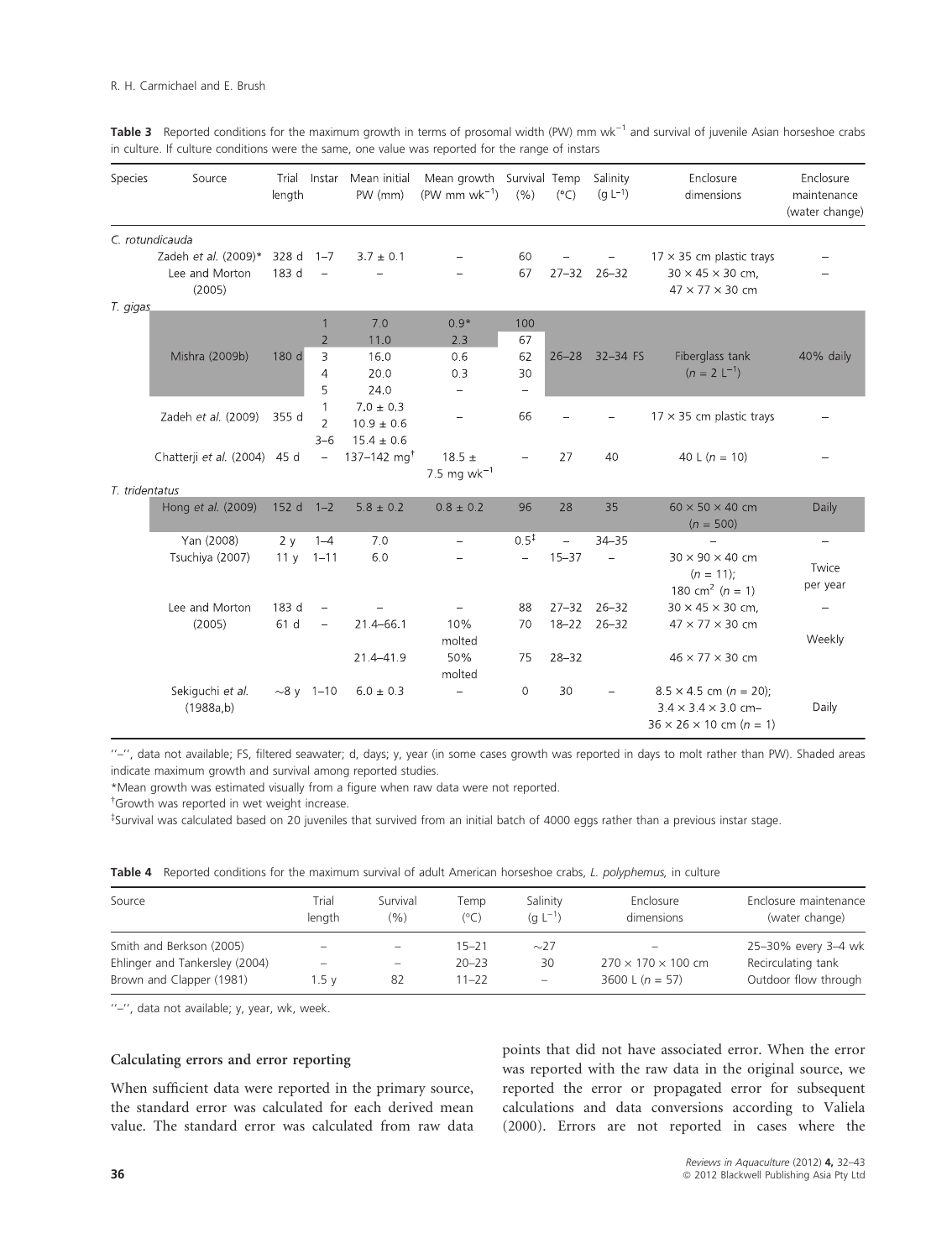**Table 3** Reported conditions for the maximum growth in terms of prosomal width (PW) mm $wk^{-1}$ and survival of juvenile Asian horseshoe crabs in culture. If culture conditions were the same, one value was reported for the range of instars

| Species | Source | Trial length | Instar | Mean initial PW (mm) | Mean growth (PW mm $wk^{-1}$) | Survival (%) | Temp (°C) | Salinity (g $L^{-1}$) | Enclosure dimensions | Enclosure maintenance (water change) |
|---|---|---|---|---|---|---|---|---|---|---|
| *C. rotundicauda* | | | | | | | | | | |
| | Zadeh *et al.* (2009)* | 328 d | 1–7 | 3.7 ± 0.1 | – | 60 | – | – | 17 × 35 cm plastic trays | – |
| | Lee and Morton (2005) | 183 d | – | – | – | 67 | 27–32 | 26–32 | 30 × 45 × 30 cm, 47 × 77 × 30 cm | – |
| *T. gigas* | | | | | | | | | | |
| | Mishra (2009b) | 180 d | 1 | 7.0 | 0.9* | 100 | 26–28 | 32–34 FS | Fiberglass tank ($n$ = 2 $L^{-1}$) | 40% daily |
| | | | 2 | 11.0 | 2.3 | 67 | | | | |
| | | | 3 | 16.0 | 0.6 | 62 | | | | |
| | | | 4 | 20.0 | 0.3 | 30 | | | | |
| | | | 5 | 24.0 | – | – | | | | |
| | Zadeh *et al.* (2009) | 355 d | 1 | 7.0 ± 0.3 | – | 66 | – | – | 17 × 35 cm plastic trays | – |
| | | | 2 | 10.9 ± 0.6 | | | | | | |
| | | | 3–6 | 15.4 ± 0.6 | | | | | | |
| | Chatterji *et al.* (2004) | 45 d | – | 137–142 mg† | 18.5 ± 7.5 mg $wk^{-1}$ | – | 27 | 40 | 40 L ($n$ = 10) | – |
| *T. tridentatus* | | | | | | | | | | |
| | Hong *et al.* (2009) | 152 d | 1–2 | 5.8 ± 0.2 | 0.8 ± 0.2 | 96 | 28 | 35 | 60 × 50 × 40 cm ($n$ = 500) | Daily |
| | Yan (2008) | 2 y | 1–4 | 7.0 | – | 0.5‡ | – | 34–35 | – | – |
| | Tsuchiya (2007) | 11 y | 1–11 | 6.0 | – | – | 15–37 | – | 30 × 90 × 40 cm ($n$ = 11); 180 $cm^2$ ($n$ = 1) | Twice per year |
| | Lee and Morton (2005) | 183 d | – | – | – | 88 | 27–32 | 26–32 | 30 × 45 × 30 cm, | – |
| | | 61 d | – | 21.4–66.1 | 10% molted | 70 | 18–22 | 26–32 | 47 × 77 × 30 cm | Weekly |
| | | | | 21.4–41.9 | 50% molted | 75 | 28–32 | | 46 × 77 × 30 cm | |
| | Sekiguchi *et al.* (1988a,b) | ~8 y | 1–10 | 6.0 ± 0.3 | – | 0 | 30 | – | 8.5 × 4.5 cm ($n$ = 20); 3.4 × 3.4 × 3.0 cm– 36 × 26 × 10 cm ($n$ = 1) | Daily |

''–'', data not available; FS, filtered seawater; d, days; y, year (in some cases growth was reported in days to molt rather than PW). Shaded areas indicate maximum growth and survival among reported studies.

*Mean growth was estimated visually from a figure when raw data were not reported.

†Growth was reported in wet weight increase.

‡Survival was calculated based on 20 juveniles that survived from an initial batch of 4000 eggs rather than a previous instar stage.

**Table 4** Reported conditions for the maximum survival of adult American horseshoe crabs, *L. polyphemus,* in culture

| Source | Trial length | Survival (%) | Temp (°C) | Salinity (g $L^{-1}$) | Enclosure dimensions | Enclosure maintenance (water change) |
|---|---|---|---|---|---|---|
| Smith and Berkson (2005) | – | – | 15–21 | ~27 | – | 25–30% every 3–4 wk |
| Ehlinger and Tankersley (2004) | – | – | 20–23 | 30 | 270 × 170 × 100 cm | Recirculating tank |
| Brown and Clapper (1981) | 1.5 y | 82 | 11–22 | – | 3600 L ($n$ = 57) | Outdoor flow through |

''–'', data not available; y, year, wk, week.

#### Calculating errors and error reporting

When sufficient data were reported in the primary source, the standard error was calculated for each derived mean value. The standard error was calculated from raw data points that did not have associated error. When the error was reported with the raw data in the original source, we reported the error or propagated error for subsequent calculations and data conversions according to Valiela (2000). Errors are not reported in cases where the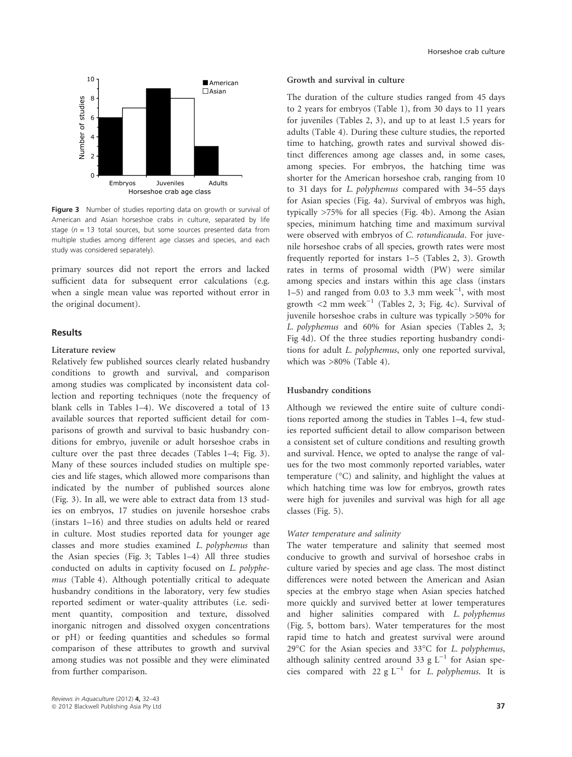Figure 3 Number of studies reporting data on growth or survival of American and Asian horseshoe crabs in culture, separated by life stage ($n$ = 13 total sources, but some sources presented data from multiple studies among different age classes and species, and each study was considered separately).

primary sources did not report the errors and lacked sufficient data for subsequent error calculations (e.g. when a single mean value was reported without error in the original document).

## Results

### Literature review

Relatively few published sources clearly related husbandry conditions to growth and survival, and comparison among studies was complicated by inconsistent data collection and reporting techniques (note the frequency of blank cells in Tables 1–4). We discovered a total of 13 available sources that reported sufficient detail for comparisons of growth and survival to basic husbandry conditions for embryo, juvenile or adult horseshoe crabs in culture over the past three decades (Tables 1–4; Fig. 3). Many of these sources included studies on multiple species and life stages, which allowed more comparisons than indicated by the number of published sources alone (Fig. 3). In all, we were able to extract data from 13 studies on embryos, 17 studies on juvenile horseshoe crabs (instars 1–16) and three studies on adults held or reared in culture. Most studies reported data for younger age classes and more studies examined *L. polyphemus* than the Asian species (Fig. 3; Tables 1–4) All three studies conducted on adults in captivity focused on *L. polyphemus* (Table 4). Although potentially critical to adequate husbandry conditions in the laboratory, very few studies reported sediment or water-quality attributes (i.e. sediment quantity, composition and texture, dissolved inorganic nitrogen and dissolved oxygen concentrations or pH) or feeding quantities and schedules so formal comparison of these attributes to growth and survival among studies was not possible and they were eliminated from further comparison.

### Growth and survival in culture

The duration of the culture studies ranged from 45 days to 2 years for embryos (Table 1), from 30 days to 11 years for juveniles (Tables 2, 3), and up to at least 1.5 years for adults (Table 4). During these culture studies, the reported time to hatching, growth rates and survival showed distinct differences among age classes and, in some cases, among species. For embryos, the hatching time was shorter for the American horseshoe crab, ranging from 10 to 31 days for *L. polyphemus* compared with 34–55 days for Asian species (Fig. 4a). Survival of embryos was high, typically >75% for all species (Fig. 4b). Among the Asian species, minimum hatching time and maximum survival were observed with embryos of *C. rotundicauda*. For juvenile horseshoe crabs of all species, growth rates were most frequently reported for instars 1–5 (Tables 2, 3). Growth rates in terms of prosomal width (PW) were similar among species and instars within this age class (instars 1–5) and ranged from 0.03 to 3.3 mm week$^{-1}$, with most growth <2 mm week$^{-1}$ (Tables 2, 3; Fig. 4c). Survival of juvenile horseshoe crabs in culture was typically >50% for *L. polyphemus* and 60% for Asian species (Tables 2, 3; Fig 4d). Of the three studies reporting husbandry conditions for adult *L. polyphemus*, only one reported survival, which was >80% (Table 4).

### Husbandry conditions

Although we reviewed the entire suite of culture conditions reported among the studies in Tables 1–4, few studies reported sufficient detail to allow comparison between a consistent set of culture conditions and resulting growth and survival. Hence, we opted to analyse the range of values for the two most commonly reported variables, water temperature (°C) and salinity, and highlight the values at which hatching time was low for embryos, growth rates were high for juveniles and survival was high for all age classes (Fig. 5).

#### Water temperature and salinity

The water temperature and salinity that seemed most conducive to growth and survival of horseshoe crabs in culture varied by species and age class. The most distinct differences were noted between the American and Asian species at the embryo stage when Asian species hatched more quickly and survived better at lower temperatures and higher salinities compared with *L. polyphemus* (Fig. 5, bottom bars). Water temperatures for the most rapid time to hatch and greatest survival were around 29°C for the Asian species and 33°C for *L. polyphemus*, although salinity centred around 33 g L$^{-1}$ for Asian species compared with 22 g L$^{-1}$ for *L. polyphemus*. It is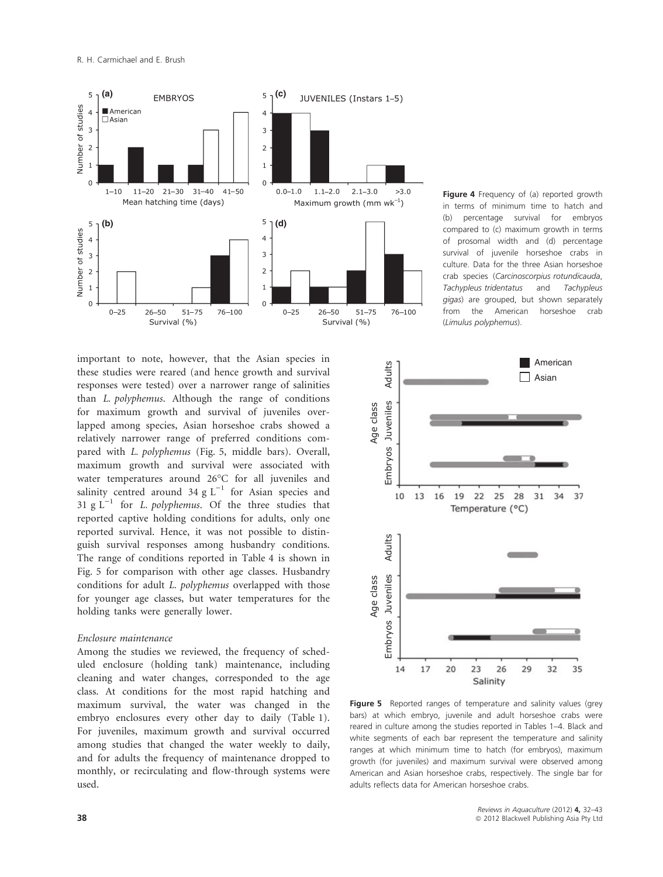Figure 4 Frequency of (a) reported growth in terms of minimum time to hatch and (b) percentage survival for embryos compared to (c) maximum growth in terms of prosomal width and (d) percentage survival of juvenile horseshoe crabs in culture. Data for the three Asian horseshoe crab species (*Carcinoscorpius rotundicauda*, *Tachypleus tridentatus* and *Tachypleus gigas*) are grouped, but shown separately from the American horseshoe crab (*Limulus polyphemus*).

important to note, however, that the Asian species in these studies were reared (and hence growth and survival responses were tested) over a narrower range of salinities than *L. polyphemus*. Although the range of conditions for maximum growth and survival of juveniles overlapped among species, Asian horseshoe crabs showed a relatively narrower range of preferred conditions compared with *L. polyphemus* (Fig. 5, middle bars). Overall, maximum growth and survival were associated with water temperatures around 26°C for all juveniles and salinity centred around 34 g $L^{-1}$ for Asian species and 31 g $L^{-1}$ for *L. polyphemus*. Of the three studies that reported captive holding conditions for adults, only one reported survival. Hence, it was not possible to distinguish survival responses among husbandry conditions. The range of conditions reported in Table 4 is shown in Fig. 5 for comparison with other age classes. Husbandry conditions for adult *L. polyphemus* overlapped with those for younger age classes, but water temperatures for the holding tanks were generally lower.

*Enclosure maintenance*

Among the studies we reviewed, the frequency of scheduled enclosure (holding tank) maintenance, including cleaning and water changes, corresponded to the age class. At conditions for the most rapid hatching and maximum survival, the water was changed in the embryo enclosures every other day to daily (Table 1). For juveniles, maximum growth and survival occurred among studies that changed the water weekly to daily, and for adults the frequency of maintenance dropped to monthly, or recirculating and flow-through systems were used.

Figure 5 Reported ranges of temperature and salinity values (grey bars) at which embryo, juvenile and adult horseshoe crabs were reared in culture among the studies reported in Tables 1–4. Black and white segments of each bar represent the temperature and salinity ranges at which minimum time to hatch (for embryos), maximum growth (for juveniles) and maximum survival were observed among American and Asian horseshoe crabs, respectively. The single bar for adults reflects data for American horseshoe crabs.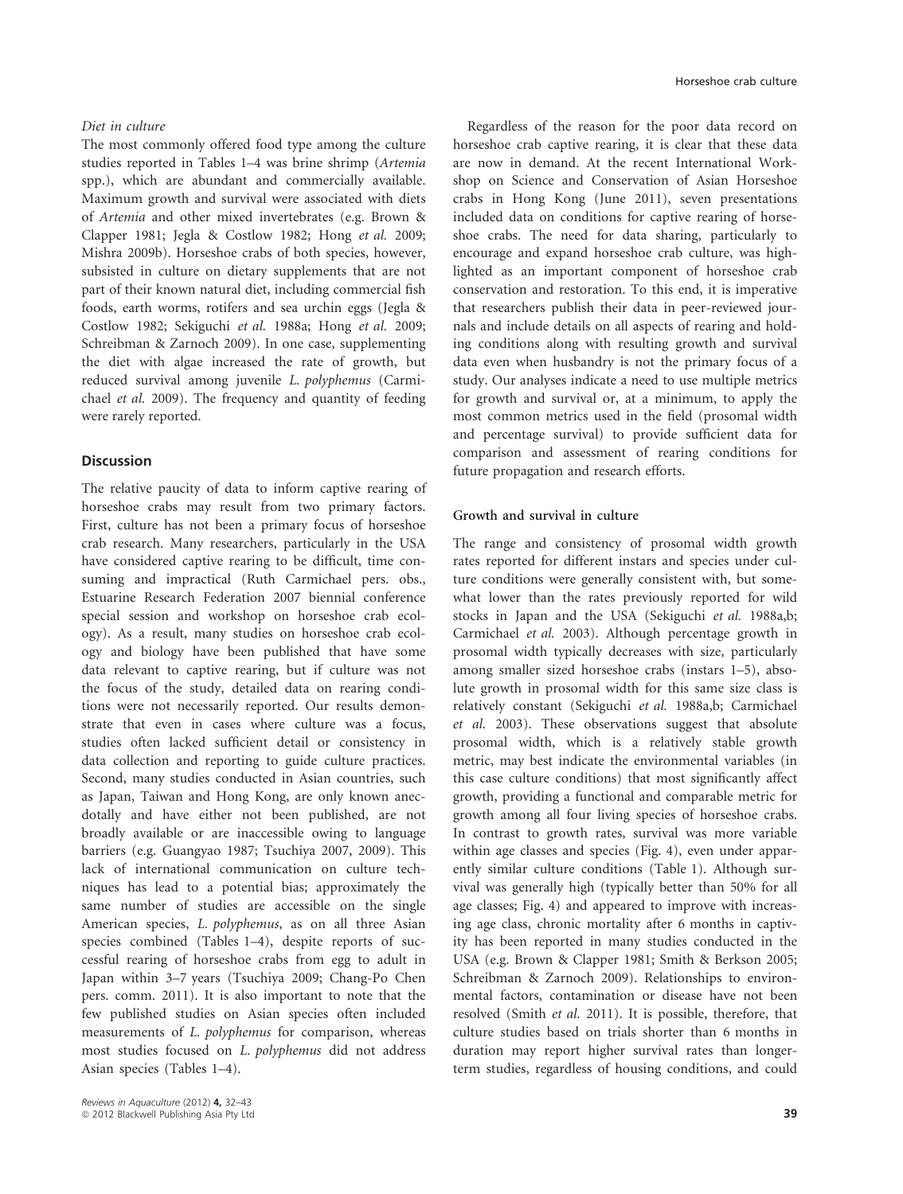*Diet in culture*

The most commonly offered food type among the culture studies reported in Tables 1–4 was brine shrimp (*Artemia* spp.), which are abundant and commercially available. Maximum growth and survival were associated with diets of *Artemia* and other mixed invertebrates (e.g. Brown & Clapper 1981; Jegla & Costlow 1982; Hong *et al.* 2009; Mishra 2009b). Horseshoe crabs of both species, however, subsisted in culture on dietary supplements that are not part of their known natural diet, including commercial fish foods, earth worms, rotifers and sea urchin eggs (Jegla & Costlow 1982; Sekiguchi *et al.* 1988a; Hong *et al.* 2009; Schreibman & Zarnoch 2009). In one case, supplementing the diet with algae increased the rate of growth, but reduced survival among juvenile *L. polyphemus* (Carmichael *et al.* 2009). The frequency and quantity of feeding were rarely reported.

## Discussion

The relative paucity of data to inform captive rearing of horseshoe crabs may result from two primary factors. First, culture has not been a primary focus of horseshoe crab research. Many researchers, particularly in the USA have considered captive rearing to be difficult, time consuming and impractical (Ruth Carmichael pers. obs., Estuarine Research Federation 2007 biennial conference special session and workshop on horseshoe crab ecology). As a result, many studies on horseshoe crab ecology and biology have been published that have some data relevant to captive rearing, but if culture was not the focus of the study, detailed data on rearing conditions were not necessarily reported. Our results demonstrate that even in cases where culture was a focus, studies often lacked sufficient detail or consistency in data collection and reporting to guide culture practices. Second, many studies conducted in Asian countries, such as Japan, Taiwan and Hong Kong, are only known anecdotally and have either not been published, are not broadly available or are inaccessible owing to language barriers (e.g. Guangyao 1987; Tsuchiya 2007, 2009). This lack of international communication on culture techniques has lead to a potential bias; approximately the same number of studies are accessible on the single American species, *L. polyphemus*, as on all three Asian species combined (Tables 1–4), despite reports of successful rearing of horseshoe crabs from egg to adult in Japan within 3–7 years (Tsuchiya 2009; Chang-Po Chen pers. comm. 2011). It is also important to note that the few published studies on Asian species often included measurements of *L. polyphemus* for comparison, whereas most studies focused on *L. polyphemus* did not address Asian species (Tables 1–4).

Regardless of the reason for the poor data record on horseshoe crab captive rearing, it is clear that these data are now in demand. At the recent International Workshop on Science and Conservation of Asian Horseshoe crabs in Hong Kong (June 2011), seven presentations included data on conditions for captive rearing of horseshoe crabs. The need for data sharing, particularly to encourage and expand horseshoe crab culture, was highlighted as an important component of horseshoe crab conservation and restoration. To this end, it is imperative that researchers publish their data in peer-reviewed journals and include details on all aspects of rearing and holding conditions along with resulting growth and survival data even when husbandry is not the primary focus of a study. Our analyses indicate a need to use multiple metrics for growth and survival or, at a minimum, to apply the most common metrics used in the field (prosomal width and percentage survival) to provide sufficient data for comparison and assessment of rearing conditions for future propagation and research efforts.

### Growth and survival in culture

The range and consistency of prosomal width growth rates reported for different instars and species under culture conditions were generally consistent with, but somewhat lower than the rates previously reported for wild stocks in Japan and the USA (Sekiguchi *et al.* 1988a,b; Carmichael *et al.* 2003). Although percentage growth in prosomal width typically decreases with size, particularly among smaller sized horseshoe crabs (instars 1–5), absolute growth in prosomal width for this same size class is relatively constant (Sekiguchi *et al.* 1988a,b; Carmichael *et al.* 2003). These observations suggest that absolute prosomal width, which is a relatively stable growth metric, may best indicate the environmental variables (in this case culture conditions) that most significantly affect growth, providing a functional and comparable metric for growth among all four living species of horseshoe crabs. In contrast to growth rates, survival was more variable within age classes and species (Fig. 4), even under apparently similar culture conditions (Table 1). Although survival was generally high (typically better than 50% for all age classes; Fig. 4) and appeared to improve with increasing age class, chronic mortality after 6 months in captivity has been reported in many studies conducted in the USA (e.g. Brown & Clapper 1981; Smith & Berkson 2005; Schreibman & Zarnoch 2009). Relationships to environmental factors, contamination or disease have not been resolved (Smith *et al.* 2011). It is possible, therefore, that culture studies based on trials shorter than 6 months in duration may report higher survival rates than longer-term studies, regardless of housing conditions, and could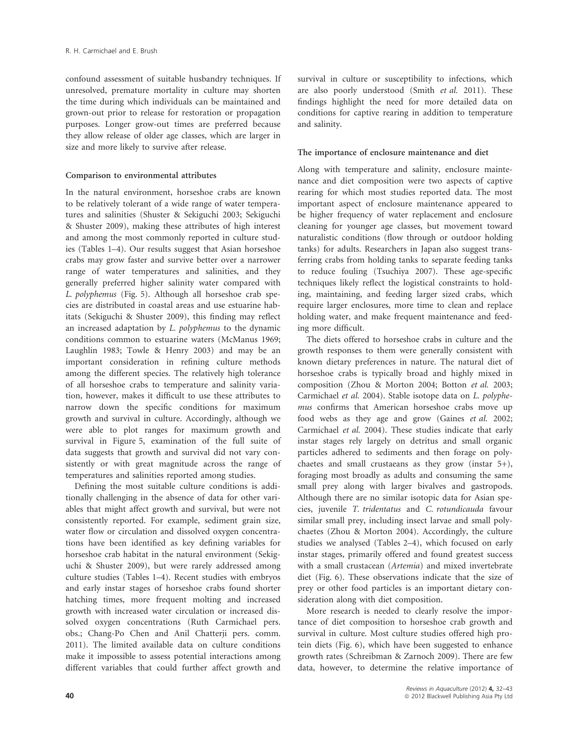confound assessment of suitable husbandry techniques. If unresolved, premature mortality in culture may shorten the time during which individuals can be maintained and grown-out prior to release for restoration or propagation purposes. Longer grow-out times are preferred because they allow release of older age classes, which are larger in size and more likely to survive after release.

### Comparison to environmental attributes

In the natural environment, horseshoe crabs are known to be relatively tolerant of a wide range of water temperatures and salinities (Shuster & Sekiguchi 2003; Sekiguchi & Shuster 2009), making these attributes of high interest and among the most commonly reported in culture studies (Tables 1–4). Our results suggest that Asian horseshoe crabs may grow faster and survive better over a narrower range of water temperatures and salinities, and they generally preferred higher salinity water compared with *L. polyphemus* (Fig. 5). Although all horseshoe crab species are distributed in coastal areas and use estuarine habitats (Sekiguchi & Shuster 2009), this finding may reflect an increased adaptation by *L. polyphemus* to the dynamic conditions common to estuarine waters (McManus 1969; Laughlin 1983; Towle & Henry 2003) and may be an important consideration in refining culture methods among the different species. The relatively high tolerance of all horseshoe crabs to temperature and salinity variation, however, makes it difficult to use these attributes to narrow down the specific conditions for maximum growth and survival in culture. Accordingly, although we were able to plot ranges for maximum growth and survival in Figure 5, examination of the full suite of data suggests that growth and survival did not vary consistently or with great magnitude across the range of temperatures and salinities reported among studies.

Defining the most suitable culture conditions is additionally challenging in the absence of data for other variables that might affect growth and survival, but were not consistently reported. For example, sediment grain size, water flow or circulation and dissolved oxygen concentrations have been identified as key defining variables for horseshoe crab habitat in the natural environment (Sekiguchi & Shuster 2009), but were rarely addressed among culture studies (Tables 1–4). Recent studies with embryos and early instar stages of horseshoe crabs found shorter hatching times, more frequent molting and increased growth with increased water circulation or increased dissolved oxygen concentrations (Ruth Carmichael pers. obs.; Chang-Po Chen and Anil Chatterji pers. comm. 2011). The limited available data on culture conditions make it impossible to assess potential interactions among different variables that could further affect growth and survival in culture or susceptibility to infections, which are also poorly understood (Smith *et al.* 2011). These findings highlight the need for more detailed data on conditions for captive rearing in addition to temperature and salinity.

### The importance of enclosure maintenance and diet

Along with temperature and salinity, enclosure maintenance and diet composition were two aspects of captive rearing for which most studies reported data. The most important aspect of enclosure maintenance appeared to be higher frequency of water replacement and enclosure cleaning for younger age classes, but movement toward naturalistic conditions (flow through or outdoor holding tanks) for adults. Researchers in Japan also suggest transferring crabs from holding tanks to separate feeding tanks to reduce fouling (Tsuchiya 2007). These age-specific techniques likely reflect the logistical constraints to holding, maintaining, and feeding larger sized crabs, which require larger enclosures, more time to clean and replace holding water, and make frequent maintenance and feeding more difficult.

The diets offered to horseshoe crabs in culture and the growth responses to them were generally consistent with known dietary preferences in nature. The natural diet of horseshoe crabs is typically broad and highly mixed in composition (Zhou & Morton 2004; Botton *et al.* 2003; Carmichael *et al.* 2004). Stable isotope data on *L. polyphemus* confirms that American horseshoe crabs move up food webs as they age and grow (Gaines *et al.* 2002; Carmichael *et al.* 2004). These studies indicate that early instar stages rely largely on detritus and small organic particles adhered to sediments and then forage on polychaetes and small crustaeans as they grow (instar 5+), foraging most broadly as adults and consuming the same small prey along with larger bivalves and gastropods. Although there are no similar isotopic data for Asian species, juvenile *T. tridentatus* and *C. rotundicauda* favour similar small prey, including insect larvae and small polychaetes (Zhou & Morton 2004). Accordingly, the culture studies we analysed (Tables 2–4), which focused on early instar stages, primarily offered and found greatest success with a small crustacean (*Artemia*) and mixed invertebrate diet (Fig. 6). These observations indicate that the size of prey or other food particles is an important dietary consideration along with diet composition.

More research is needed to clearly resolve the importance of diet composition to horseshoe crab growth and survival in culture. Most culture studies offered high protein diets (Fig. 6), which have been suggested to enhance growth rates (Schreibman & Zarnoch 2009). There are few data, however, to determine the relative importance of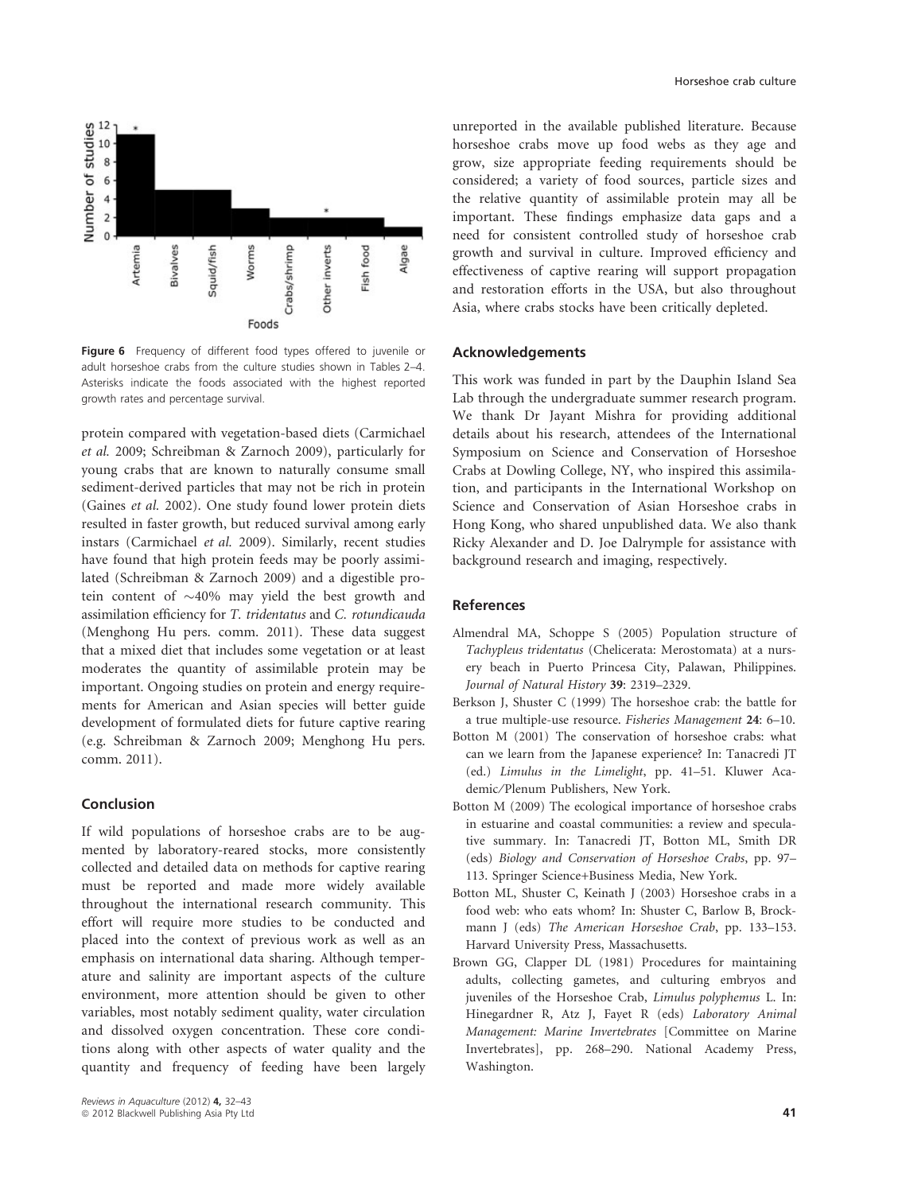Number of studies

12
10
8
6
4
2
0

*

*

Artemia
Bivalves
Squid/fish
Worms
Crabs/shrimp
Other inverts
Fish food
Algae

Foods

**Figure 6** Frequency of different food types offered to juvenile or adult horseshoe crabs from the culture studies shown in Tables 2–4. Asterisks indicate the foods associated with the highest reported growth rates and percentage survival.

protein compared with vegetation-based diets (Carmichael *et al.* 2009; Schreibman & Zarnoch 2009), particularly for young crabs that are known to naturally consume small sediment-derived particles that may not be rich in protein (Gaines *et al.* 2002). One study found lower protein diets resulted in faster growth, but reduced survival among early instars (Carmichael *et al.* 2009). Similarly, recent studies have found that high protein feeds may be poorly assimilated (Schreibman & Zarnoch 2009) and a digestible protein content of ~40% may yield the best growth and assimilation efficiency for *T. tridentatus* and *C. rotundicauda* (Menghong Hu pers. comm. 2011). These data suggest that a mixed diet that includes some vegetation or at least moderates the quantity of assimilable protein may be important. Ongoing studies on protein and energy requirements for American and Asian species will better guide development of formulated diets for future captive rearing (e.g. Schreibman & Zarnoch 2009; Menghong Hu pers. comm. 2011).

## Conclusion

If wild populations of horseshoe crabs are to be augmented by laboratory-reared stocks, more consistently collected and detailed data on methods for captive rearing must be reported and made more widely available throughout the international research community. This effort will require more studies to be conducted and placed into the context of previous work as well as an emphasis on international data sharing. Although temperature and salinity are important aspects of the culture environment, more attention should be given to other variables, most notably sediment quality, water circulation and dissolved oxygen concentration. These core conditions along with other aspects of water quality and the quantity and frequency of feeding have been largely unreported in the available published literature. Because horseshoe crabs move up food webs as they age and grow, size appropriate feeding requirements should be considered; a variety of food sources, particle sizes and the relative quantity of assimilable protein may all be important. These findings emphasize data gaps and a need for consistent controlled study of horseshoe crab growth and survival in culture. Improved efficiency and effectiveness of captive rearing will support propagation and restoration efforts in the USA, but also throughout Asia, where crabs stocks have been critically depleted.

## Acknowledgements

This work was funded in part by the Dauphin Island Sea Lab through the undergraduate summer research program. We thank Dr Jayant Mishra for providing additional details about his research, attendees of the International Symposium on Science and Conservation of Horseshoe Crabs at Dowling College, NY, who inspired this assimilation, and participants in the International Workshop on Science and Conservation of Asian Horseshoe crabs in Hong Kong, who shared unpublished data. We also thank Ricky Alexander and D. Joe Dalrymple for assistance with background research and imaging, respectively.

## References

Almendral MA, Schoppe S (2005) Population structure of *Tachypleus tridentatus* (Chelicerata: Merostomata) at a nursery beach in Puerto Princesa City, Palawan, Philippines. *Journal of Natural History* **39**: 2319–2329.

Berkson J, Shuster C (1999) The horseshoe crab: the battle for a true multiple-use resource. *Fisheries Management* **24**: 6–10.

Botton M (2001) The conservation of horseshoe crabs: what can we learn from the Japanese experience? In: Tanacredi JT (ed.) *Limulus in the Limelight*, pp. 41–51. Kluwer Academic/Plenum Publishers, New York.

Botton M (2009) The ecological importance of horseshoe crabs in estuarine and coastal communities: a review and speculative summary. In: Tanacredi JT, Botton ML, Smith DR (eds) *Biology and Conservation of Horseshoe Crabs*, pp. 97–113. Springer Science+Business Media, New York.

Botton ML, Shuster C, Keinath J (2003) Horseshoe crabs in a food web: who eats whom? In: Shuster C, Barlow B, Brockmann J (eds) *The American Horseshoe Crab*, pp. 133–153. Harvard University Press, Massachusetts.

Brown GG, Clapper DL (1981) Procedures for maintaining adults, collecting gametes, and culturing embryos and juveniles of the Horseshoe Crab, *Limulus polyphemus* L. In: Hinegardner R, Atz J, Fayet R (eds) *Laboratory Animal Management: Marine Invertebrates* [Committee on Marine Invertebrates], pp. 268–290. National Academy Press, Washington.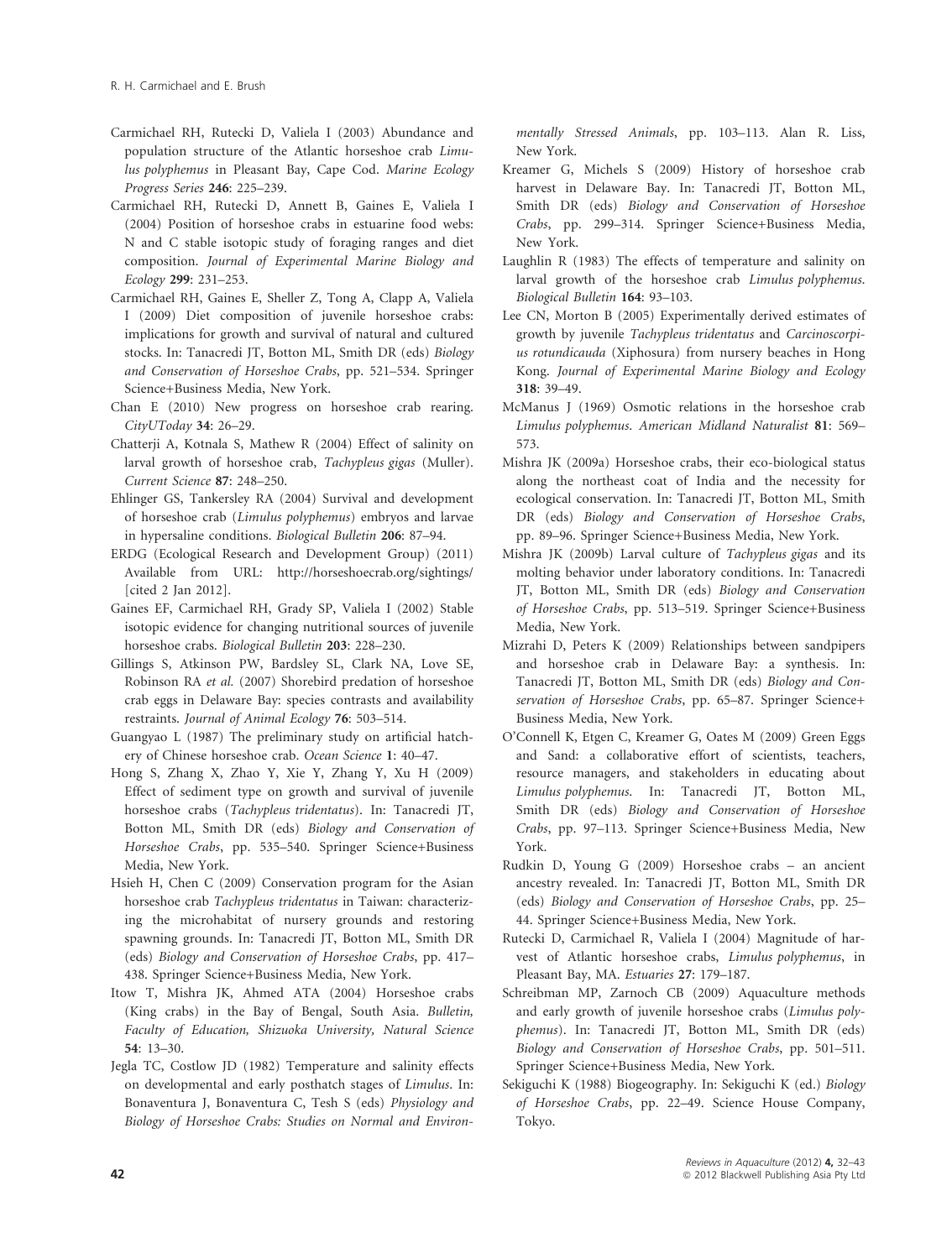Carmichael RH, Rutecki D, Valiela I (2003) Abundance and population structure of the Atlantic horseshoe crab *Limulus polyphemus* in Pleasant Bay, Cape Cod. *Marine Ecology Progress Series* **246**: 225–239.

Carmichael RH, Rutecki D, Annett B, Gaines E, Valiela I (2004) Position of horseshoe crabs in estuarine food webs: N and C stable isotopic study of foraging ranges and diet composition. *Journal of Experimental Marine Biology and Ecology* **299**: 231–253.

Carmichael RH, Gaines E, Sheller Z, Tong A, Clapp A, Valiela I (2009) Diet composition of juvenile horseshoe crabs: implications for growth and survival of natural and cultured stocks. In: Tanacredi JT, Botton ML, Smith DR (eds) *Biology and Conservation of Horseshoe Crabs*, pp. 521–534. Springer Science+Business Media, New York.

Chan E (2010) New progress on horseshoe crab rearing. *CityUToday* **34**: 26–29.

Chatterji A, Kotnala S, Mathew R (2004) Effect of salinity on larval growth of horseshoe crab, *Tachypleus gigas* (Muller). *Current Science* **87**: 248–250.

Ehlinger GS, Tankersley RA (2004) Survival and development of horseshoe crab (*Limulus polyphemus*) embryos and larvae in hypersaline conditions. *Biological Bulletin* **206**: 87–94.

ERDG (Ecological Research and Development Group) (2011) Available from URL: http://horseshoecrab.org/sightings/ [cited 2 Jan 2012].

Gaines EF, Carmichael RH, Grady SP, Valiela I (2002) Stable isotopic evidence for changing nutritional sources of juvenile horseshoe crabs. *Biological Bulletin* **203**: 228–230.

Gillings S, Atkinson PW, Bardsley SL, Clark NA, Love SE, Robinson RA *et al.* (2007) Shorebird predation of horseshoe crab eggs in Delaware Bay: species contrasts and availability restraints. *Journal of Animal Ecology* **76**: 503–514.

Guangyao L (1987) The preliminary study on artificial hatchery of Chinese horseshoe crab. *Ocean Science* **1**: 40–47.

Hong S, Zhang X, Zhao Y, Xie Y, Zhang Y, Xu H (2009) Effect of sediment type on growth and survival of juvenile horseshoe crabs (*Tachypleus tridentatus*). In: Tanacredi JT, Botton ML, Smith DR (eds) *Biology and Conservation of Horseshoe Crabs*, pp. 535–540. Springer Science+Business Media, New York.

Hsieh H, Chen C (2009) Conservation program for the Asian horseshoe crab *Tachypleus tridentatus* in Taiwan: characterizing the microhabitat of nursery grounds and restoring spawning grounds. In: Tanacredi JT, Botton ML, Smith DR (eds) *Biology and Conservation of Horseshoe Crabs*, pp. 417–438. Springer Science+Business Media, New York.

Itow T, Mishra JK, Ahmed ATA (2004) Horseshoe crabs (King crabs) in the Bay of Bengal, South Asia. *Bulletin, Faculty of Education, Shizuoka University, Natural Science* **54**: 13–30.

Jegla TC, Costlow JD (1982) Temperature and salinity effects on developmental and early posthatch stages of *Limulus*. In: Bonaventura J, Bonaventura C, Tesh S (eds) *Physiology and Biology of Horseshoe Crabs: Studies on Normal and Environmentally Stressed Animals*, pp. 103–113. Alan R. Liss, New York.

Kreamer G, Michels S (2009) History of horseshoe crab harvest in Delaware Bay. In: Tanacredi JT, Botton ML, Smith DR (eds) *Biology and Conservation of Horseshoe Crabs*, pp. 299–314. Springer Science+Business Media, New York.

Laughlin R (1983) The effects of temperature and salinity on larval growth of the horseshoe crab *Limulus polyphemus*. *Biological Bulletin* **164**: 93–103.

Lee CN, Morton B (2005) Experimentally derived estimates of growth by juvenile *Tachypleus tridentatus* and *Carcinoscorpius rotundicauda* (Xiphosura) from nursery beaches in Hong Kong. *Journal of Experimental Marine Biology and Ecology* **318**: 39–49.

McManus J (1969) Osmotic relations in the horseshoe crab *Limulus polyphemus*. *American Midland Naturalist* **81**: 569–573.

Mishra JK (2009a) Horseshoe crabs, their eco-biological status along the northeast coat of India and the necessity for ecological conservation. In: Tanacredi JT, Botton ML, Smith DR (eds) *Biology and Conservation of Horseshoe Crabs*, pp. 89–96. Springer Science+Business Media, New York.

Mishra JK (2009b) Larval culture of *Tachypleus gigas* and its molting behavior under laboratory conditions. In: Tanacredi JT, Botton ML, Smith DR (eds) *Biology and Conservation of Horseshoe Crabs*, pp. 513–519. Springer Science+Business Media, New York.

Mizrahi D, Peters K (2009) Relationships between sandpipers and horseshoe crab in Delaware Bay: a synthesis. In: Tanacredi JT, Botton ML, Smith DR (eds) *Biology and Conservation of Horseshoe Crabs*, pp. 65–87. Springer Science+Business Media, New York.

O'Connell K, Etgen C, Kreamer G, Oates M (2009) Green Eggs and Sand: a collaborative effort of scientists, teachers, resource managers, and stakeholders in educating about *Limulus polyphemus*. In: Tanacredi JT, Botton ML, Smith DR (eds) *Biology and Conservation of Horseshoe Crabs*, pp. 97–113. Springer Science+Business Media, New York.

Rudkin D, Young G (2009) Horseshoe crabs – an ancient ancestry revealed. In: Tanacredi JT, Botton ML, Smith DR (eds) *Biology and Conservation of Horseshoe Crabs*, pp. 25–44. Springer Science+Business Media, New York.

Rutecki D, Carmichael R, Valiela I (2004) Magnitude of harvest of Atlantic horseshoe crabs, *Limulus polyphemus*, in Pleasant Bay, MA. *Estuaries* **27**: 179–187.

Schreibman MP, Zarnoch CB (2009) Aquaculture methods and early growth of juvenile horseshoe crabs (*Limulus polyphemus*). In: Tanacredi JT, Botton ML, Smith DR (eds) *Biology and Conservation of Horseshoe Crabs*, pp. 501–511. Springer Science+Business Media, New York.

Sekiguchi K (1988) Biogeography. In: Sekiguchi K (ed.) *Biology of Horseshoe Crabs*, pp. 22–49. Science House Company, Tokyo.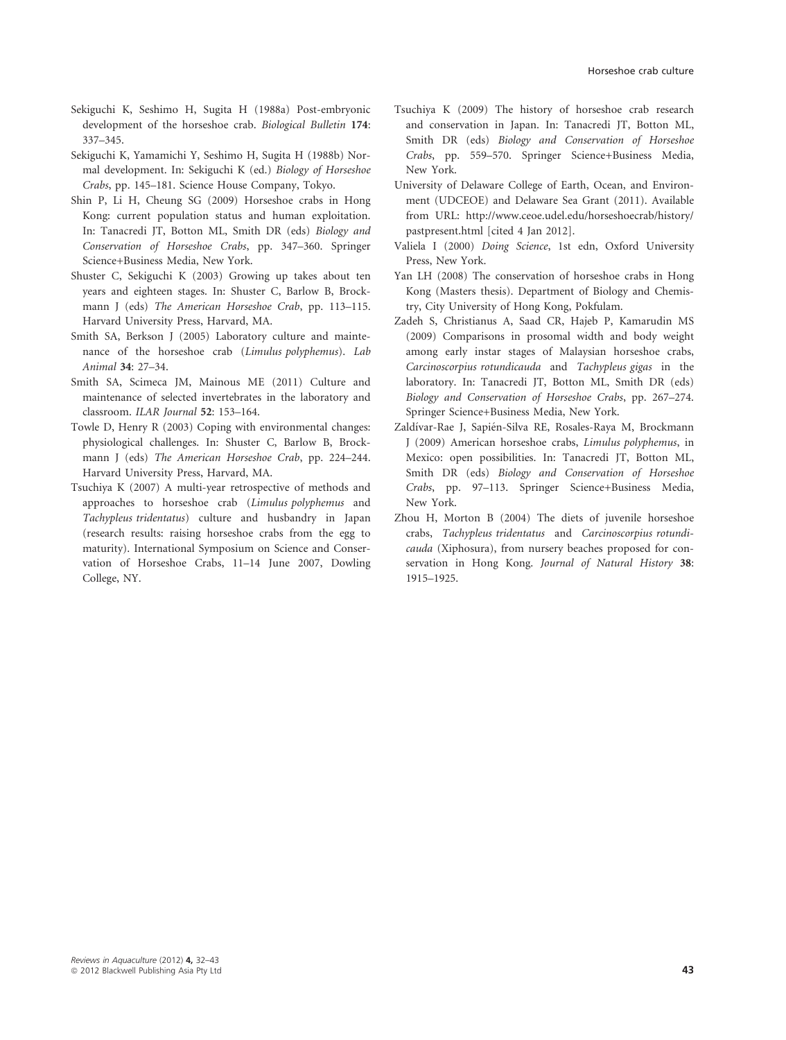Sekiguchi K, Seshimo H, Sugita H (1988a) Post-embryonic development of the horseshoe crab. *Biological Bulletin* **174**: 337–345.

Sekiguchi K, Yamamichi Y, Seshimo H, Sugita H (1988b) Normal development. In: Sekiguchi K (ed.) *Biology of Horseshoe Crabs*, pp. 145–181. Science House Company, Tokyo.

Shin P, Li H, Cheung SG (2009) Horseshoe crabs in Hong Kong: current population status and human exploitation. In: Tanacredi JT, Botton ML, Smith DR (eds) *Biology and Conservation of Horseshoe Crabs*, pp. 347–360. Springer Science+Business Media, New York.

Shuster C, Sekiguchi K (2003) Growing up takes about ten years and eighteen stages. In: Shuster C, Barlow B, Brockmann J (eds) *The American Horseshoe Crab*, pp. 113–115. Harvard University Press, Harvard, MA.

Smith SA, Berkson J (2005) Laboratory culture and maintenance of the horseshoe crab (*Limulus polyphemus*). *Lab Animal* **34**: 27–34.

Smith SA, Scimeca JM, Mainous ME (2011) Culture and maintenance of selected invertebrates in the laboratory and classroom. *ILAR Journal* **52**: 153–164.

Towle D, Henry R (2003) Coping with environmental changes: physiological challenges. In: Shuster C, Barlow B, Brockmann J (eds) *The American Horseshoe Crab*, pp. 224–244. Harvard University Press, Harvard, MA.

Tsuchiya K (2007) A multi-year retrospective of methods and approaches to horseshoe crab (*Limulus polyphemus* and *Tachypleus tridentatus*) culture and husbandry in Japan (research results: raising horseshoe crabs from the egg to maturity). International Symposium on Science and Conservation of Horseshoe Crabs, 11–14 June 2007, Dowling College, NY.

Tsuchiya K (2009) The history of horseshoe crab research and conservation in Japan. In: Tanacredi JT, Botton ML, Smith DR (eds) *Biology and Conservation of Horseshoe Crabs*, pp. 559–570. Springer Science+Business Media, New York.

University of Delaware College of Earth, Ocean, and Environment (UDCEOE) and Delaware Sea Grant (2011). Available from URL: http://www.ceoe.udel.edu/horseshoecrab/history/pastpresent.html [cited 4 Jan 2012].

Valiela I (2000) *Doing Science*, 1st edn, Oxford University Press, New York.

Yan LH (2008) The conservation of horseshoe crabs in Hong Kong (Masters thesis). Department of Biology and Chemistry, City University of Hong Kong, Pokfulam.

Zadeh S, Christianus A, Saad CR, Hajeb P, Kamarudin MS (2009) Comparisons in prosomal width and body weight among early instar stages of Malaysian horseshoe crabs, *Carcinoscorpius rotundicauda* and *Tachypleus gigas* in the laboratory. In: Tanacredi JT, Botton ML, Smith DR (eds) *Biology and Conservation of Horseshoe Crabs*, pp. 267–274. Springer Science+Business Media, New York.

Zaldívar-Rae J, Sapién-Silva RE, Rosales-Raya M, Brockmann J (2009) American horseshoe crabs, *Limulus polyphemus*, in Mexico: open possibilities. In: Tanacredi JT, Botton ML, Smith DR (eds) *Biology and Conservation of Horseshoe Crabs*, pp. 97–113. Springer Science+Business Media, New York.

Zhou H, Morton B (2004) The diets of juvenile horseshoe crabs, *Tachypleus tridentatus* and *Carcinoscorpius rotundicauda* (Xiphosura), from nursery beaches proposed for conservation in Hong Kong. *Journal of Natural History* **38**: 1915–1925.